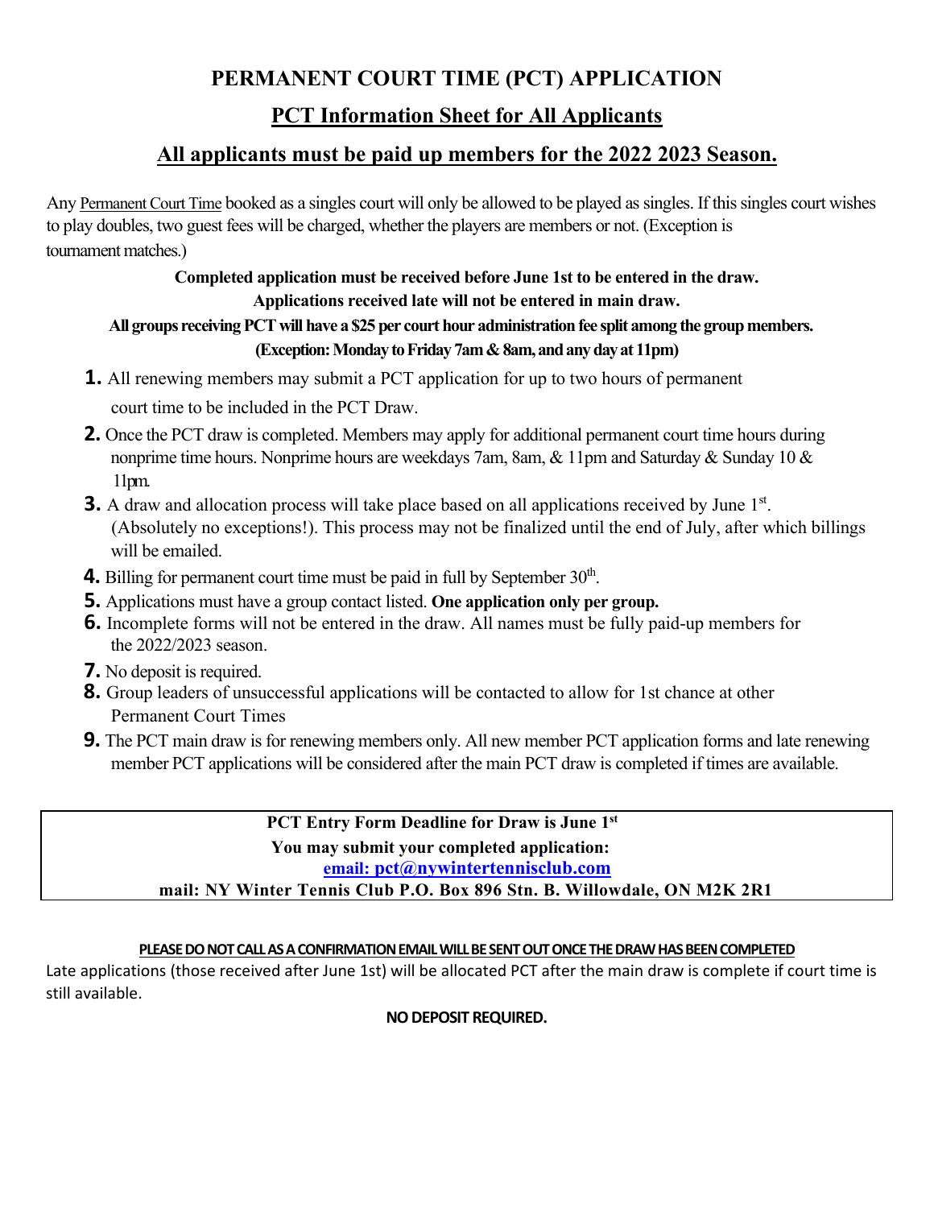# PERMANENT COURT TIME (PCT) APPLICATION

## PCT Information Sheet for All Applicants

## All applicants must be paid up members for the 2022 2023 Season.

Any Permanent Court Time booked as a singles court will only be allowed to be played as singles. If this singles court wishes to play doubles, two guest fees will be charged, whether the players are members or not. (Exception is tournament matches.)

**Completed application must be received before June 1st to be entered in the draw.**
**Applications received late will not be entered in main draw.**
**All groups receiving PCT will have a $25 per court hour administration fee split among the group members.**
**(Exception: Monday to Friday 7am & 8am, and any day at 11pm)**

1. All renewing members may submit a PCT application for up to two hours of permanent court time to be included in the PCT Draw.
2. Once the PCT draw is completed. Members may apply for additional permanent court time hours during nonprime time hours. Nonprime hours are weekdays 7am, 8am, & 11pm and Saturday & Sunday 10 & 11pm.
3. A draw and allocation process will take place based on all applications received by June 1st. (Absolutely no exceptions!). This process may not be finalized until the end of July, after which billings will be emailed.
4. Billing for permanent court time must be paid in full by September 30th.
5. Applications must have a group contact listed. **One application only per group.**
6. Incomplete forms will not be entered in the draw. All names must be fully paid-up members for the 2022/2023 season.
7. No deposit is required.
8. Group leaders of unsuccessful applications will be contacted to allow for 1st chance at other Permanent Court Times
9. The PCT main draw is for renewing members only. All new member PCT application forms and late renewing member PCT applications will be considered after the main PCT draw is completed if times are available.

**PCT Entry Form Deadline for Draw is June 1st**
**You may submit your completed application:**
**email: pct@nywintertennisclub.com**
**mail: NY Winter Tennis Club P.O. Box 896 Stn. B. Willowdale, ON M2K 2R1**

**PLEASE DO NOT CALL AS A CONFIRMATION EMAIL WILL BE SENT OUT ONCE THE DRAW HAS BEEN COMPLETED**

Late applications (those received after June 1st) will be allocated PCT after the main draw is complete if court time is still available.

**NO DEPOSIT REQUIRED.**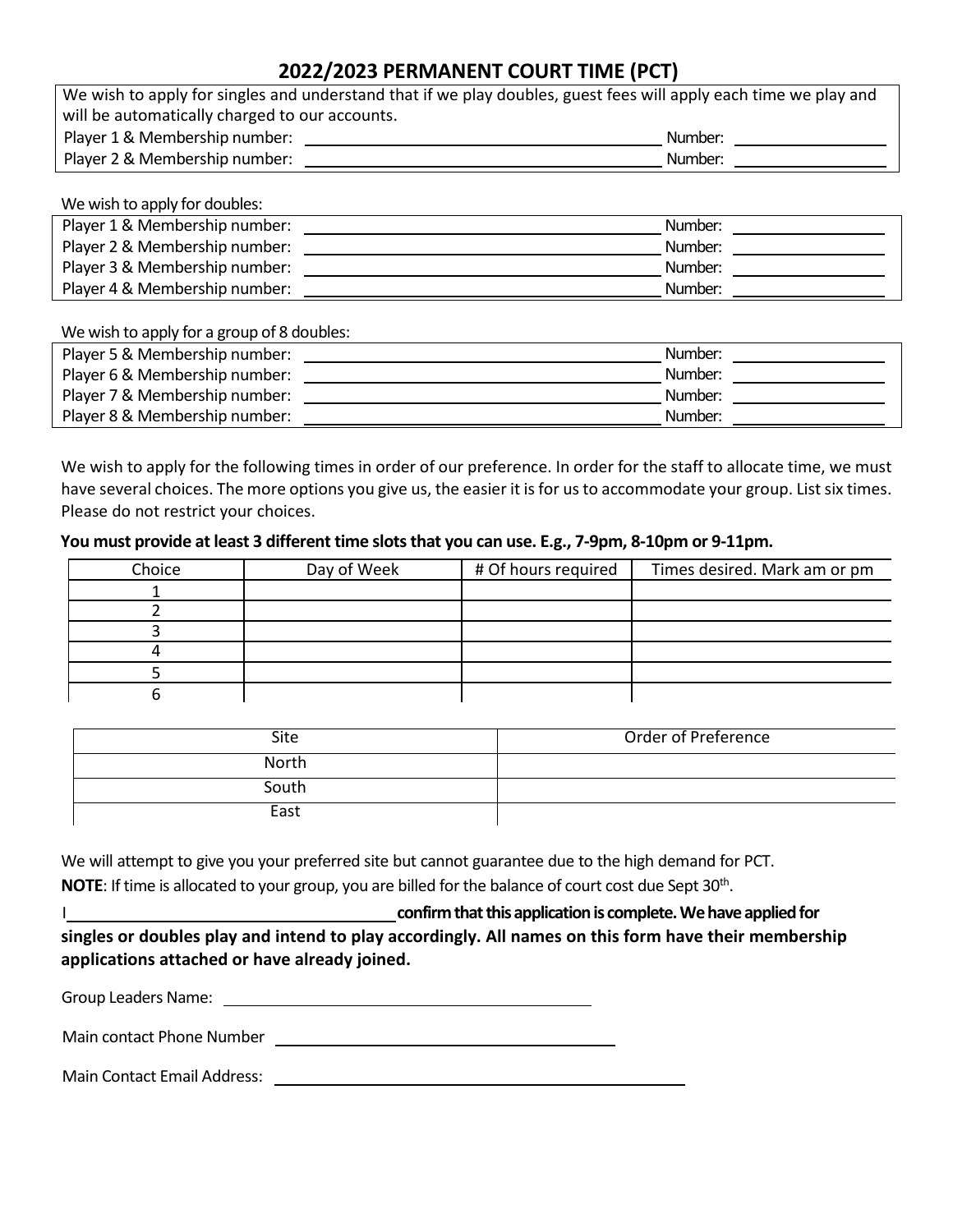## 2022/2023 PERMANENT COURT TIME (PCT)

We wish to apply for singles and understand that if we play doubles, guest fees will apply each time we play and will be automatically charged to our accounts.

Player 1 & Membership number: ______________________________ Number: ______________

Player 2 & Membership number: ______________________________ Number: ______________

We wish to apply for doubles:

Player 1 & Membership number: ______________________________ Number: ______________

Player 2 & Membership number: ______________________________ Number: ______________

Player 3 & Membership number: ______________________________ Number: ______________

Player 4 & Membership number: ______________________________ Number: ______________

We wish to apply for a group of 8 doubles:

Player 5 & Membership number: ______________________________ Number: ______________

Player 6 & Membership number: ______________________________ Number: ______________

Player 7 & Membership number: ______________________________ Number: ______________

Player 8 & Membership number: ______________________________ Number: ______________

We wish to apply for the following times in order of our preference. In order for the staff to allocate time, we must have several choices. The more options you give us, the easier it is for us to accommodate your group. List six times. Please do not restrict your choices.

**You must provide at least 3 different time slots that you can use. E.g., 7-9pm, 8-10pm or 9-11pm.**

| Choice | Day of Week | # Of hours required | Times desired. Mark am or pm |
|---|---|---|---|
| 1 | | | |
| 2 | | | |
| 3 | | | |
| 4 | | | |
| 5 | | | |
| 6 | | | |

| Site | Order of Preference |
|---|---|
| North | |
| South | |
| East | |

We will attempt to give you your preferred site but cannot guarantee due to the high demand for PCT.

**NOTE**: If time is allocated to your group, you are billed for the balance of court cost due Sept 30th.

I ______________________________ **confirm that this application is complete. We have applied for singles or doubles play and intend to play accordingly. All names on this form have their membership applications attached or have already joined.**

Group Leaders Name: ______________________________

Main contact Phone Number ______________________________

Main Contact Email Address: ______________________________